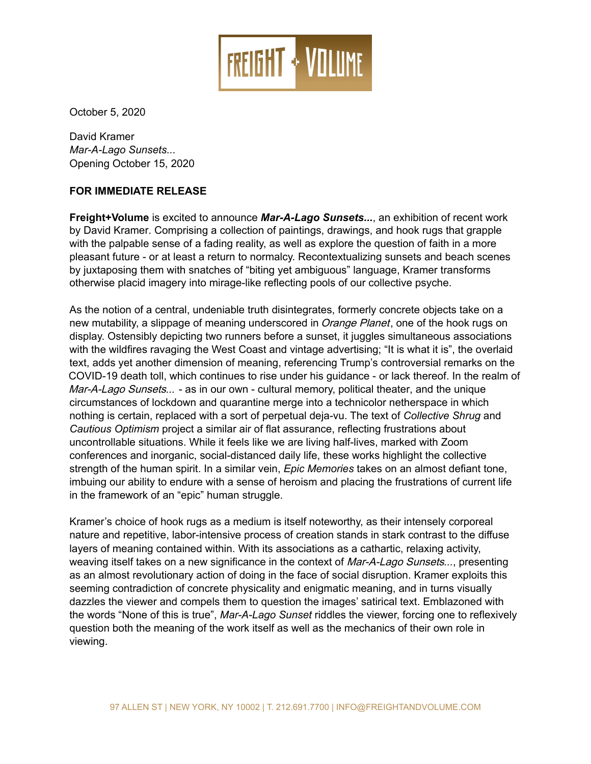FREIGHT + VOLUME

October 5, 2020

David Kramer
*Mar-A-Lago Sunsets...*
Opening October 15, 2020

**FOR IMMEDIATE RELEASE**

**Freight+Volume** is excited to announce ***Mar-A-Lago Sunsets...***, an exhibition of recent work by David Kramer. Comprising a collection of paintings, drawings, and hook rugs that grapple with the palpable sense of a fading reality, as well as explore the question of faith in a more pleasant future - or at least a return to normalcy. Recontextualizing sunsets and beach scenes by juxtaposing them with snatches of "biting yet ambiguous" language, Kramer transforms otherwise placid imagery into mirage-like reflecting pools of our collective psyche.

As the notion of a central, undeniable truth disintegrates, formerly concrete objects take on a new mutability, a slippage of meaning underscored in *Orange Planet*, one of the hook rugs on display. Ostensibly depicting two runners before a sunset, it juggles simultaneous associations with the wildfires ravaging the West Coast and vintage advertising; "It is what it is", the overlaid text, adds yet another dimension of meaning, referencing Trump's controversial remarks on the COVID-19 death toll, which continues to rise under his guidance - or lack thereof. In the realm of *Mar-A-Lago Sunsets...* - as in our own - cultural memory, political theater, and the unique circumstances of lockdown and quarantine merge into a technicolor netherspace in which nothing is certain, replaced with a sort of perpetual deja-vu. The text of *Collective Shrug* and *Cautious Optimism* project a similar air of flat assurance, reflecting frustrations about uncontrollable situations. While it feels like we are living half-lives, marked with Zoom conferences and inorganic, social-distanced daily life, these works highlight the collective strength of the human spirit. In a similar vein, *Epic Memories* takes on an almost defiant tone, imbuing our ability to endure with a sense of heroism and placing the frustrations of current life in the framework of an "epic" human struggle.

Kramer's choice of hook rugs as a medium is itself noteworthy, as their intensely corporeal nature and repetitive, labor-intensive process of creation stands in stark contrast to the diffuse layers of meaning contained within. With its associations as a cathartic, relaxing activity, weaving itself takes on a new significance in the context of *Mar-A-Lago Sunsets...*, presenting as an almost revolutionary action of doing in the face of social disruption. Kramer exploits this seeming contradiction of concrete physicality and enigmatic meaning, and in turns visually dazzles the viewer and compels them to question the images' satirical text. Emblazoned with the words "None of this is true", *Mar-A-Lago Sunset* riddles the viewer, forcing one to reflexively question both the meaning of the work itself as well as the mechanics of their own role in viewing.

97 ALLEN ST | NEW YORK, NY 10002 | T. 212.691.7700 | INFO@FREIGHTANDVOLUME.COM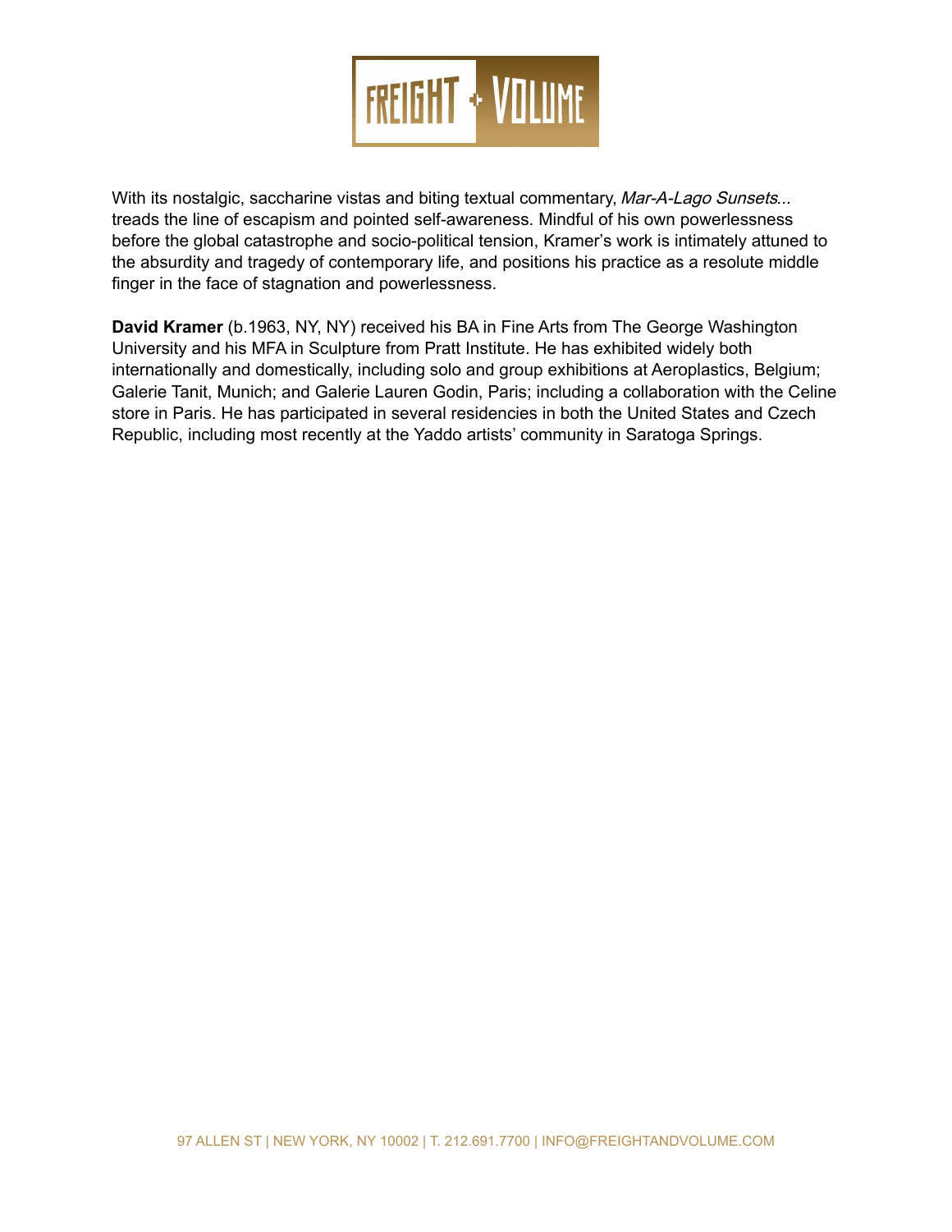With its nostalgic, saccharine vistas and biting textual commentary, *Mar-A-Lago Sunsets...* treads the line of escapism and pointed self-awareness. Mindful of his own powerlessness before the global catastrophe and socio-political tension, Kramer's work is intimately attuned to the absurdity and tragedy of contemporary life, and positions his practice as a resolute middle finger in the face of stagnation and powerlessness.

**David Kramer** (b.1963, NY, NY) received his BA in Fine Arts from The George Washington University and his MFA in Sculpture from Pratt Institute. He has exhibited widely both internationally and domestically, including solo and group exhibitions at Aeroplastics, Belgium; Galerie Tanit, Munich; and Galerie Lauren Godin, Paris; including a collaboration with the Celine store in Paris. He has participated in several residencies in both the United States and Czech Republic, including most recently at the Yaddo artists' community in Saratoga Springs.